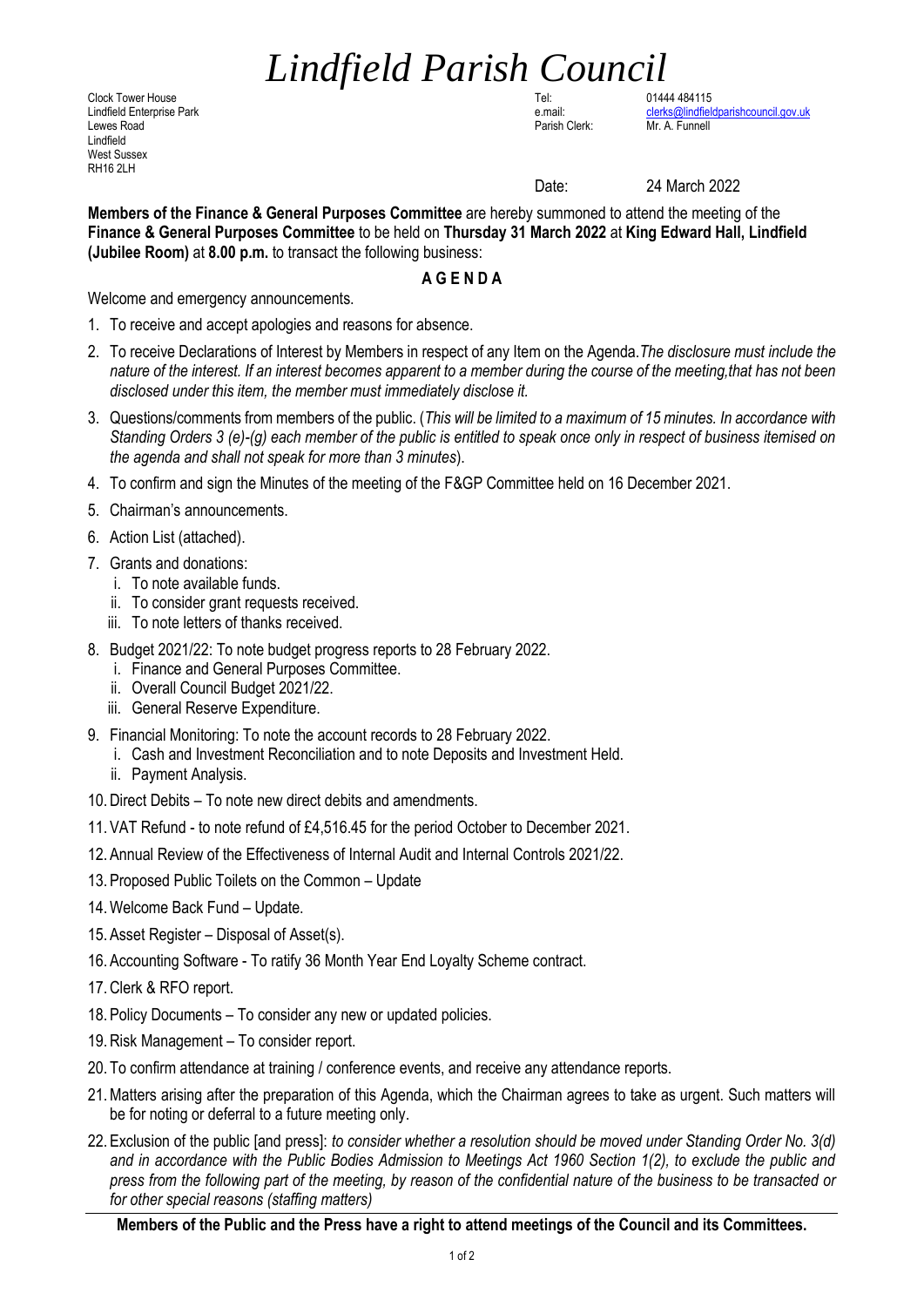# *Lindfield Parish Council*

Clock Tower House
Lindfield Enterprise Park
Lewes Road
Lindfield
West Sussex
RH16 2LH

Tel: 01444 484115
e.mail: clerks@lindfieldparishcouncil.gov.uk
Parish Clerk: Mr. A. Funnell

Date: 24 March 2022

**Members of the Finance & General Purposes Committee** are hereby summoned to attend the meeting of the **Finance & General Purposes Committee** to be held on **Thursday 31 March 2022** at **King Edward Hall, Lindfield (Jubilee Room)** at **8.00 p.m.** to transact the following business:

## A G E N D A

Welcome and emergency announcements.

1. To receive and accept apologies and reasons for absence.
2. To receive Declarations of Interest by Members in respect of any Item on the Agenda. *The disclosure must include the nature of the interest. If an interest becomes apparent to a member during the course of the meeting, that has not been disclosed under this item, the member must immediately disclose it.*
3. Questions/comments from members of the public. (*This will be limited to a maximum of 15 minutes. In accordance with Standing Orders 3 (e)-(g) each member of the public is entitled to speak once only in respect of business itemised on the agenda and shall not speak for more than 3 minutes*).
4. To confirm and sign the Minutes of the meeting of the F&GP Committee held on 16 December 2021.
5. Chairman's announcements.
6. Action List (attached).
7. Grants and donations:
   i. To note available funds.
   ii. To consider grant requests received.
   iii. To note letters of thanks received.
8. Budget 2021/22: To note budget progress reports to 28 February 2022.
   i. Finance and General Purposes Committee.
   ii. Overall Council Budget 2021/22.
   iii. General Reserve Expenditure.
9. Financial Monitoring: To note the account records to 28 February 2022.
   i. Cash and Investment Reconciliation and to note Deposits and Investment Held.
   ii. Payment Analysis.
10. Direct Debits – To note new direct debits and amendments.
11. VAT Refund - to note refund of £4,516.45 for the period October to December 2021.
12. Annual Review of the Effectiveness of Internal Audit and Internal Controls 2021/22.
13. Proposed Public Toilets on the Common – Update
14. Welcome Back Fund – Update.
15. Asset Register – Disposal of Asset(s).
16. Accounting Software - To ratify 36 Month Year End Loyalty Scheme contract.
17. Clerk & RFO report.
18. Policy Documents – To consider any new or updated policies.
19. Risk Management – To consider report.
20. To confirm attendance at training / conference events, and receive any attendance reports.
21. Matters arising after the preparation of this Agenda, which the Chairman agrees to take as urgent. Such matters will be for noting or deferral to a future meeting only.
22. Exclusion of the public [and press]: *to consider whether a resolution should be moved under Standing Order No. 3(d) and in accordance with the Public Bodies Admission to Meetings Act 1960 Section 1(2), to exclude the public and press from the following part of the meeting, by reason of the confidential nature of the business to be transacted or for other special reasons (staffing matters)*

**Members of the Public and the Press have a right to attend meetings of the Council and its Committees.**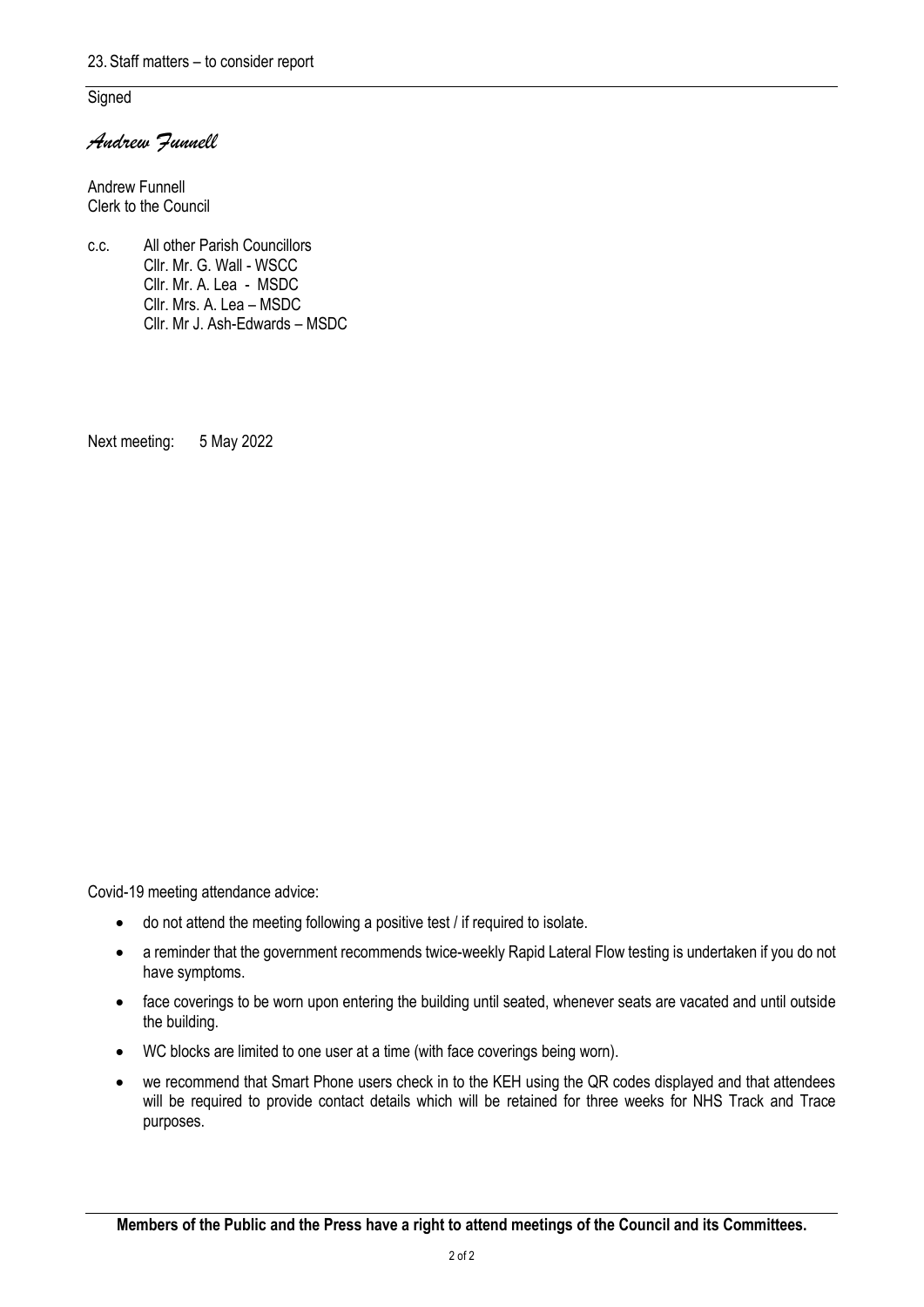23. Staff matters – to consider report

Signed

*Andrew Funnell*

Andrew Funnell
Clerk to the Council

c.c. All other Parish Councillors
Cllr. Mr. G. Wall - WSCC
Cllr. Mr. A. Lea - MSDC
Cllr. Mrs. A. Lea – MSDC
Cllr. Mr J. Ash-Edwards – MSDC

Next meeting: 5 May 2022

Covid-19 meeting attendance advice:

- do not attend the meeting following a positive test / if required to isolate.
- a reminder that the government recommends twice-weekly Rapid Lateral Flow testing is undertaken if you do not have symptoms.
- face coverings to be worn upon entering the building until seated, whenever seats are vacated and until outside the building.
- WC blocks are limited to one user at a time (with face coverings being worn).
- we recommend that Smart Phone users check in to the KEH using the QR codes displayed and that attendees will be required to provide contact details which will be retained for three weeks for NHS Track and Trace purposes.

**Members of the Public and the Press have a right to attend meetings of the Council and its Committees.**